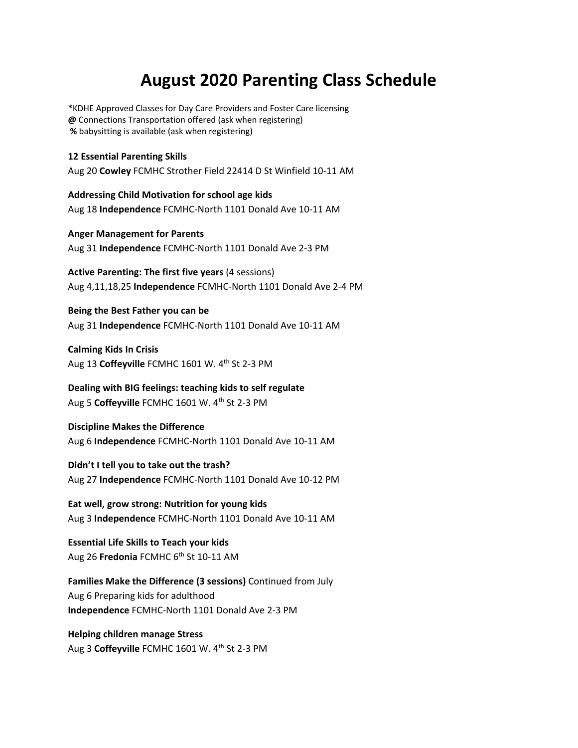# August 2020 Parenting Class Schedule

**\***KDHE Approved Classes for Day Care Providers and Foster Care licensing
**@** Connections Transportation offered (ask when registering)
**%** babysitting is available (ask when registering)

**12 Essential Parenting Skills**
Aug 20 **Cowley** FCMHC Strother Field 22414 D St Winfield 10-11 AM

**Addressing Child Motivation for school age kids**
Aug 18 **Independence** FCMHC-North 1101 Donald Ave 10-11 AM

**Anger Management for Parents**
Aug 31 **Independence** FCMHC-North 1101 Donald Ave 2-3 PM

**Active Parenting: The first five years** (4 sessions)
Aug 4,11,18,25 **Independence** FCMHC-North 1101 Donald Ave 2-4 PM

**Being the Best Father you can be**
Aug 31 **Independence** FCMHC-North 1101 Donald Ave 10-11 AM

**Calming Kids In Crisis**
Aug 13 **Coffeyville** FCMHC 1601 W. 4th St 2-3 PM

**Dealing with BIG feelings: teaching kids to self regulate**
Aug 5 **Coffeyville** FCMHC 1601 W. 4th St 2-3 PM

**Discipline Makes the Difference**
Aug 6 **Independence** FCMHC-North 1101 Donald Ave 10-11 AM

**Didn't I tell you to take out the trash?**
Aug 27 **Independence** FCMHC-North 1101 Donald Ave 10-12 PM

**Eat well, grow strong: Nutrition for young kids**
Aug 3 **Independence** FCMHC-North 1101 Donald Ave 10-11 AM

**Essential Life Skills to Teach your kids**
Aug 26 **Fredonia** FCMHC 6th St 10-11 AM

**Families Make the Difference (3 sessions)** Continued from July
Aug 6 Preparing kids for adulthood
**Independence** FCMHC-North 1101 Donald Ave 2-3 PM

**Helping children manage Stress**
Aug 3 **Coffeyville** FCMHC 1601 W. 4th St 2-3 PM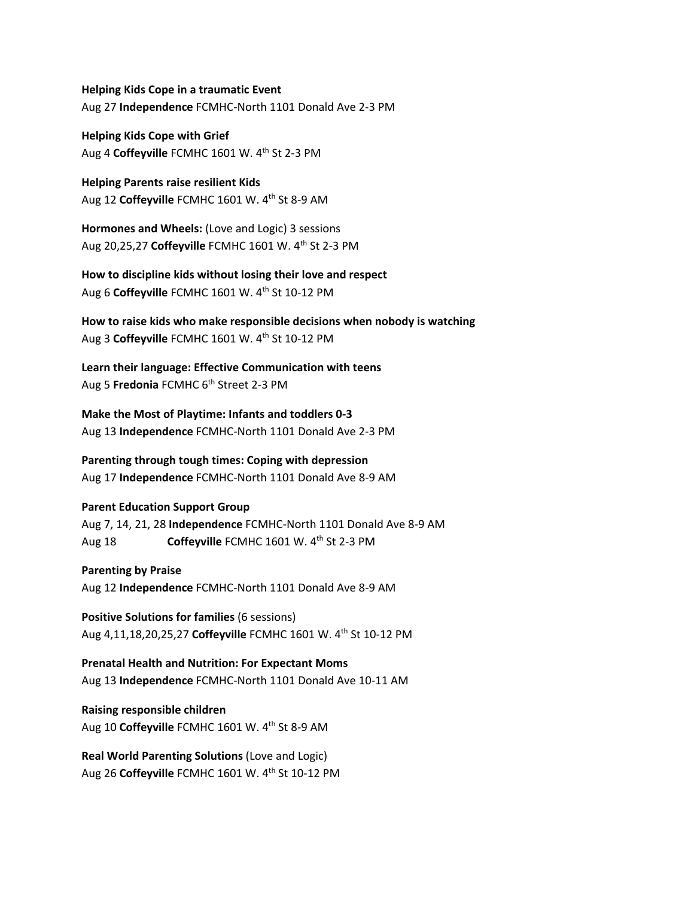**Helping Kids Cope in a traumatic Event**
Aug 27 **Independence** FCMHC-North 1101 Donald Ave 2-3 PM

**Helping Kids Cope with Grief**
Aug 4 **Coffeyville** FCMHC 1601 W. 4th St 2-3 PM

**Helping Parents raise resilient Kids**
Aug 12 **Coffeyville** FCMHC 1601 W. 4th St 8-9 AM

**Hormones and Wheels:** (Love and Logic) 3 sessions
Aug 20,25,27 **Coffeyville** FCMHC 1601 W. 4th St 2-3 PM

**How to discipline kids without losing their love and respect**
Aug 6 **Coffeyville** FCMHC 1601 W. 4th St 10-12 PM

**How to raise kids who make responsible decisions when nobody is watching**
Aug 3 **Coffeyville** FCMHC 1601 W. 4th St 10-12 PM

**Learn their language: Effective Communication with teens**
Aug 5 **Fredonia** FCMHC 6th Street 2-3 PM

**Make the Most of Playtime: Infants and toddlers 0-3**
Aug 13 **Independence** FCMHC-North 1101 Donald Ave 2-3 PM

**Parenting through tough times: Coping with depression**
Aug 17 **Independence** FCMHC-North 1101 Donald Ave 8-9 AM

**Parent Education Support Group**
Aug 7, 14, 21, 28 **Independence** FCMHC-North 1101 Donald Ave 8-9 AM
Aug 18 **Coffeyville** FCMHC 1601 W. 4th St 2-3 PM

**Parenting by Praise**
Aug 12 **Independence** FCMHC-North 1101 Donald Ave 8-9 AM

**Positive Solutions for families** (6 sessions)
Aug 4,11,18,20,25,27 **Coffeyville** FCMHC 1601 W. 4th St 10-12 PM

**Prenatal Health and Nutrition: For Expectant Moms**
Aug 13 **Independence** FCMHC-North 1101 Donald Ave 10-11 AM

**Raising responsible children**
Aug 10 **Coffeyville** FCMHC 1601 W. 4th St 8-9 AM

**Real World Parenting Solutions** (Love and Logic)
Aug 26 **Coffeyville** FCMHC 1601 W. 4th St 10-12 PM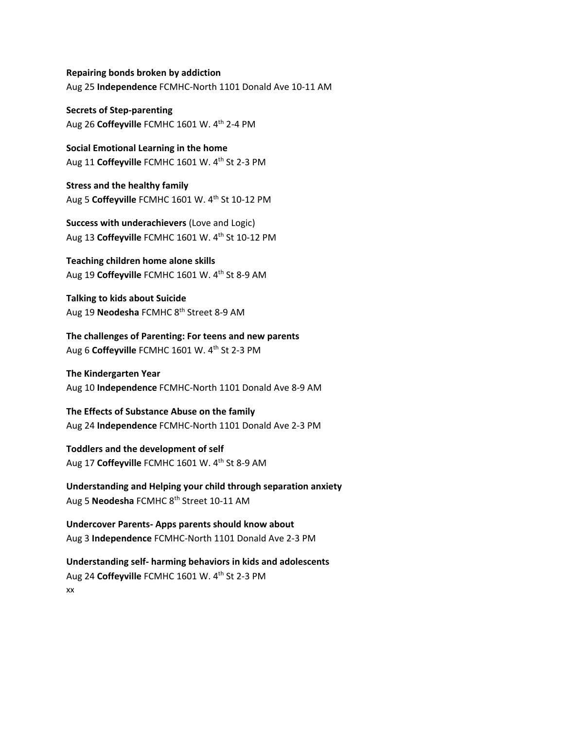**Repairing bonds broken by addiction**
Aug 25 **Independence** FCMHC-North 1101 Donald Ave 10-11 AM

**Secrets of Step-parenting**
Aug 26 **Coffeyville** FCMHC 1601 W. 4th 2-4 PM

**Social Emotional Learning in the home**
Aug 11 **Coffeyville** FCMHC 1601 W. 4th St 2-3 PM

**Stress and the healthy family**
Aug 5 **Coffeyville** FCMHC 1601 W. 4th St 10-12 PM

**Success with underachievers** (Love and Logic)
Aug 13 **Coffeyville** FCMHC 1601 W. 4th St 10-12 PM

**Teaching children home alone skills**
Aug 19 **Coffeyville** FCMHC 1601 W. 4th St 8-9 AM

**Talking to kids about Suicide**
Aug 19 **Neodesha** FCMHC 8th Street 8-9 AM

**The challenges of Parenting: For teens and new parents**
Aug 6 **Coffeyville** FCMHC 1601 W. 4th St 2-3 PM

**The Kindergarten Year**
Aug 10 **Independence** FCMHC-North 1101 Donald Ave 8-9 AM

**The Effects of Substance Abuse on the family**
Aug 24 **Independence** FCMHC-North 1101 Donald Ave 2-3 PM

**Toddlers and the development of self**
Aug 17 **Coffeyville** FCMHC 1601 W. 4th St 8-9 AM

**Understanding and Helping your child through separation anxiety**
Aug 5 **Neodesha** FCMHC 8th Street 10-11 AM

**Undercover Parents- Apps parents should know about**
Aug 3 **Independence** FCMHC-North 1101 Donald Ave 2-3 PM

**Understanding self- harming behaviors in kids and adolescents**
Aug 24 **Coffeyville** FCMHC 1601 W. 4th St 2-3 PM
xx